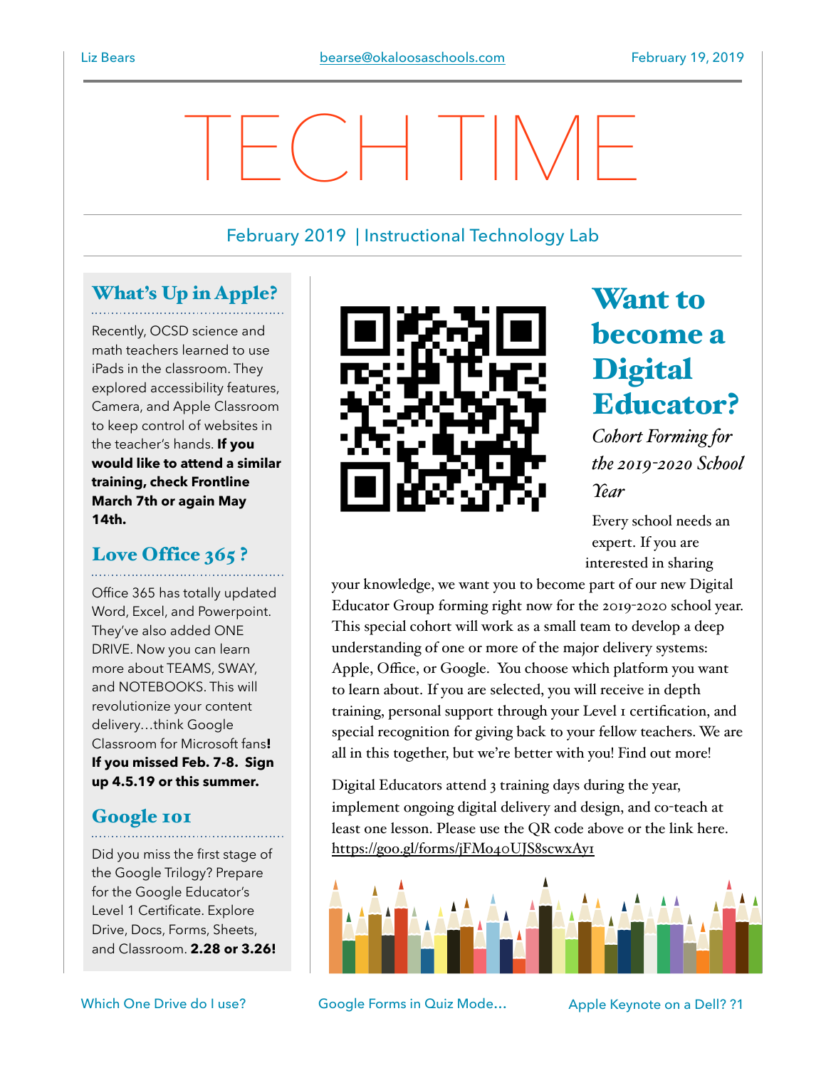Liz Bears | bearse@okaloosaschools.com | February 19, 2019

# TECH TIME

February 2019 | Instructional Technology Lab

## What's Up in Apple?

Recently, OCSD science and math teachers learned to use iPads in the classroom. They explored accessibility features, Camera, and Apple Classroom to keep control of websites in the teacher's hands. **If you would like to attend a similar training, check Frontline March 7th or again May 14th.**

## Love Office 365 ?

Office 365 has totally updated Word, Excel, and Powerpoint. They've also added ONE DRIVE. Now you can learn more about TEAMS, SWAY, and NOTEBOOKS. This will revolutionize your content delivery…think Google Classroom for Microsoft fans**! If you missed Feb. 7-8. Sign up 4.5.19 or this summer.**

## Google 101

Did you miss the first stage of the Google Trilogy? Prepare for the Google Educator's Level 1 Certificate. Explore Drive, Docs, Forms, Sheets, and Classroom. **2.28 or 3.26!**

## Want to become a Digital Educator?

*Cohort Forming for the 2019-2020 School Year*

Every school needs an expert. If you are interested in sharing your knowledge, we want you to become part of our new Digital Educator Group forming right now for the 2019-2020 school year. This special cohort will work as a small team to develop a deep understanding of one or more of the major delivery systems: Apple, Office, or Google. You choose which platform you want to learn about. If you are selected, you will receive in depth training, personal support through your Level 1 certification, and special recognition for giving back to your fellow teachers. We are all in this together, but we're better with you! Find out more!

Digital Educators attend 3 training days during the year, implement ongoing digital delivery and design, and co-teach at least one lesson. Please use the QR code above or the link here. https://goo.gl/forms/jFMo40UJS8scwxAy1

Which One Drive do I use? | Google Forms in Quiz Mode… | Apple Keynote on a Dell? ?1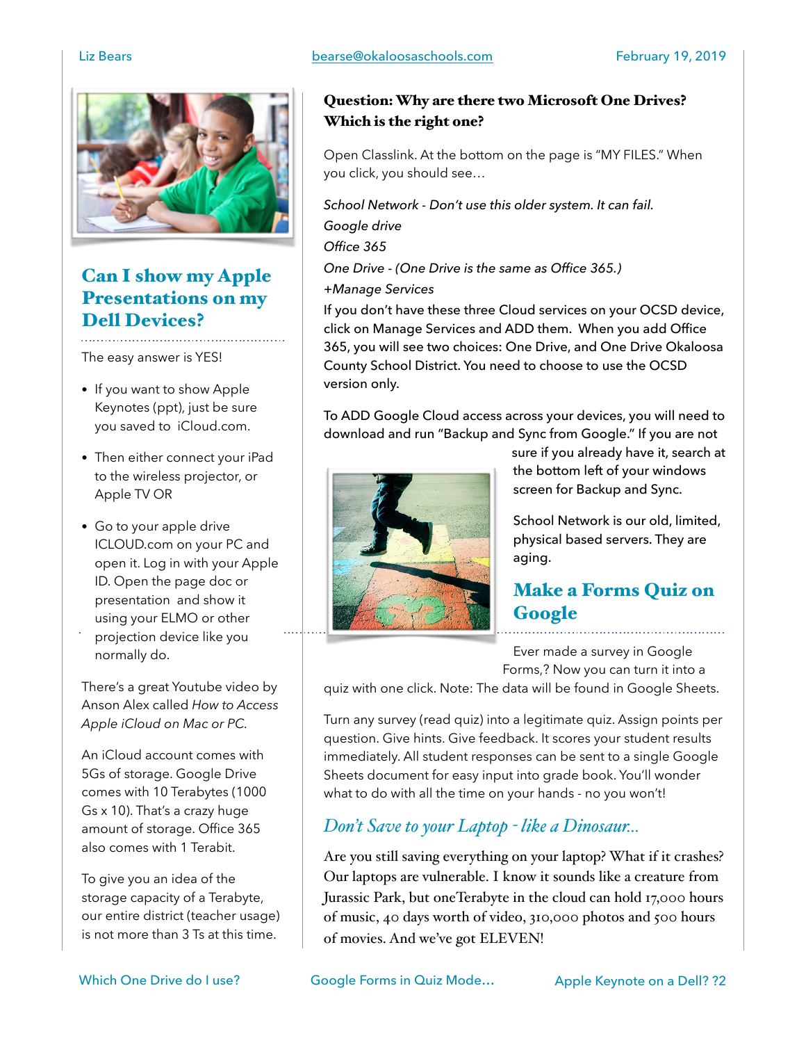## Can I show my Apple Presentations on my Dell Devices?

The easy answer is YES!

- If you want to show Apple Keynotes (ppt), just be sure you saved to iCloud.com.
- Then either connect your iPad to the wireless projector, or Apple TV OR
- Go to your apple drive ICLOUD.com on your PC and open it. Log in with your Apple ID. Open the page doc or presentation and show it using your ELMO or other projection device like you normally do.

There's a great Youtube video by Anson Alex called *How to Access Apple iCloud on Mac or PC.*

An iCloud account comes with 5Gs of storage. Google Drive comes with 10 Terabytes (1000 Gs x 10). That's a crazy huge amount of storage. Office 365 also comes with 1 Terabit.

To give you an idea of the storage capacity of a Terabyte, our entire district (teacher usage) is not more than 3 Ts at this time.

## Question: Why are there two Microsoft One Drives? Which is the right one?

Open Classlink. At the bottom on the page is "MY FILES." When you click, you should see…

*School Network - Don't use this older system. It can fail.*
*Google drive*
*Office 365*
*One Drive - (One Drive is the same as Office 365.)*
*+Manage Services*

If you don't have these three Cloud services on your OCSD device, click on Manage Services and ADD them. When you add Office 365, you will see two choices: One Drive, and One Drive Okaloosa County School District. You need to choose to use the OCSD version only.

To ADD Google Cloud access across your devices, you will need to download and run "Backup and Sync from Google." If you are not sure if you already have it, search at the bottom left of your windows screen for Backup and Sync.

School Network is our old, limited, physical based servers. They are aging.

## Make a Forms Quiz on Google

Ever made a survey in Google Forms,? Now you can turn it into a quiz with one click. Note: The data will be found in Google Sheets.

Turn any survey (read quiz) into a legitimate quiz. Assign points per question. Give hints. Give feedback. It scores your student results immediately. All student responses can be sent to a single Google Sheets document for easy input into grade book. You'll wonder what to do with all the time on your hands - no you won't!

### *Don't Save to your Laptop - like a Dinosaur...*

Are you still saving everything on your laptop? What if it crashes? Our laptops are vulnerable. I know it sounds like a creature from Jurassic Park, but oneTerabyte in the cloud can hold 17,000 hours of music, 40 days worth of video, 310,000 photos and 500 hours of movies. And we've got ELEVEN!